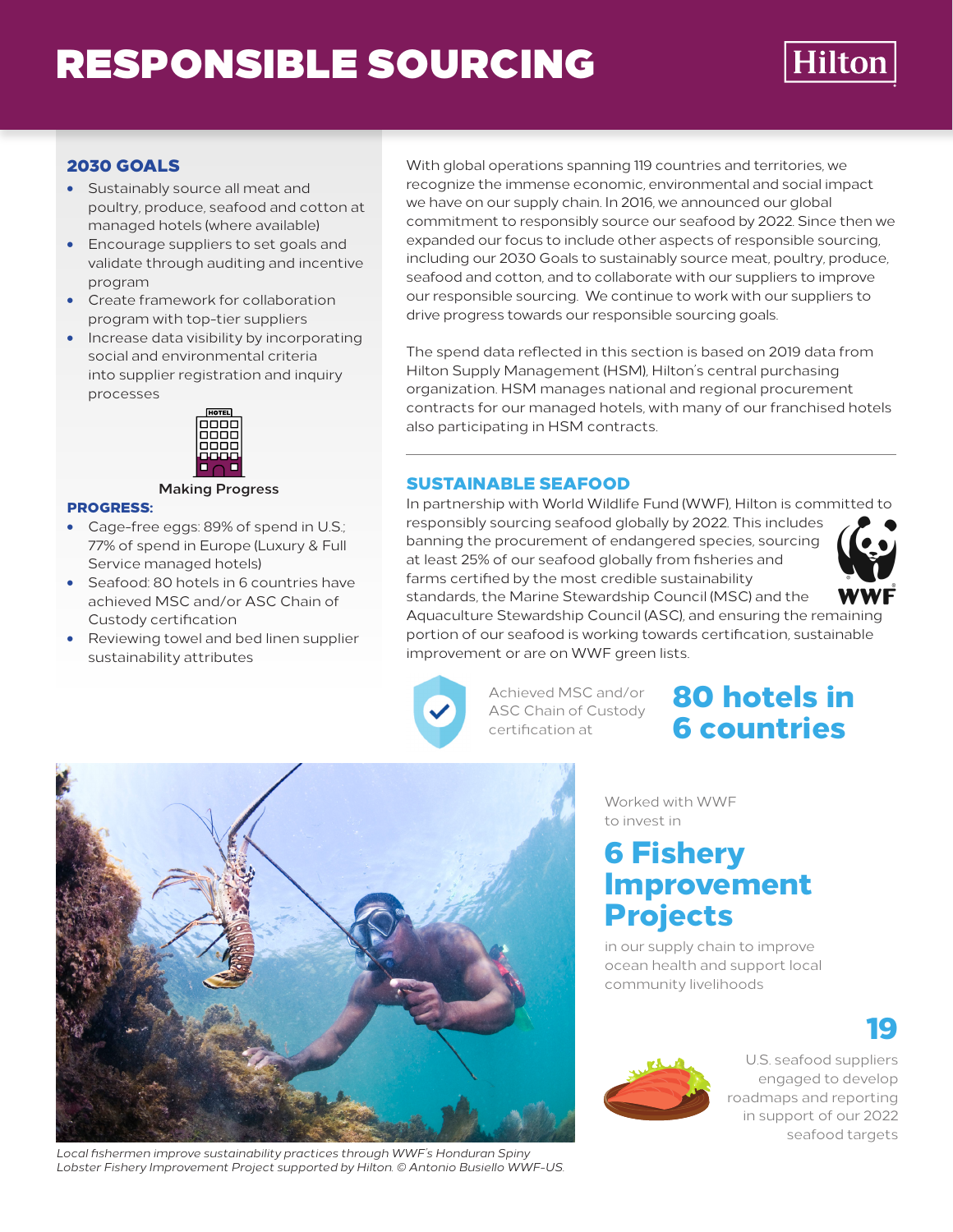# RESPONSIBLE SOURCING

## 2030 GOALS

- Sustainably source all meat and poultry, produce, seafood and cotton at managed hotels (where available)
- Encourage suppliers to set goals and validate through auditing and incentive program
- Create framework for collaboration program with top-tier suppliers
- Increase data visibility by incorporating social and environmental criteria into supplier registration and inquiry processes

**Making Progress**

## PROGRESS:

- Cage-free eggs: 89% of spend in U.S.; 77% of spend in Europe (Luxury & Full Service managed hotels)
- Seafood: 80 hotels in 6 countries have achieved MSC and/or ASC Chain of Custody certification
- Reviewing towel and bed linen supplier sustainability attributes

With global operations spanning 119 countries and territories, we recognize the immense economic, environmental and social impact we have on our supply chain. In 2016, we announced our global commitment to responsibly source our seafood by 2022. Since then we expanded our focus to include other aspects of responsible sourcing, including our 2030 Goals to sustainably source meat, poultry, produce, seafood and cotton, and to collaborate with our suppliers to improve our responsible sourcing. We continue to work with our suppliers to drive progress towards our responsible sourcing goals.

The spend data reflected in this section is based on 2019 data from Hilton Supply Management (HSM), Hilton's central purchasing organization. HSM manages national and regional procurement contracts for our managed hotels, with many of our franchised hotels also participating in HSM contracts.

## SUSTAINABLE SEAFOOD

In partnership with World Wildlife Fund (WWF), Hilton is committed to responsibly sourcing seafood globally by 2022. This includes banning the procurement of endangered species, sourcing at least 25% of our seafood globally from fisheries and farms certified by the most credible sustainability standards, the Marine Stewardship Council (MSC) and the Aquaculture Stewardship Council (ASC), and ensuring the remaining portion of our seafood is working towards certification, sustainable improvement or are on WWF green lists.

Achieved MSC and/or ASC Chain of Custody certification at **80 hotels in 6 countries**

Worked with WWF to invest in **6 Fishery Improvement Projects** in our supply chain to improve ocean health and support local community livelihoods

**19** U.S. seafood suppliers engaged to develop roadmaps and reporting in support of our 2022 seafood targets

*Local fishermen improve sustainability practices through WWF's Honduran Spiny Lobster Fishery Improvement Project supported by Hilton. © Antonio Busiello WWF-US.*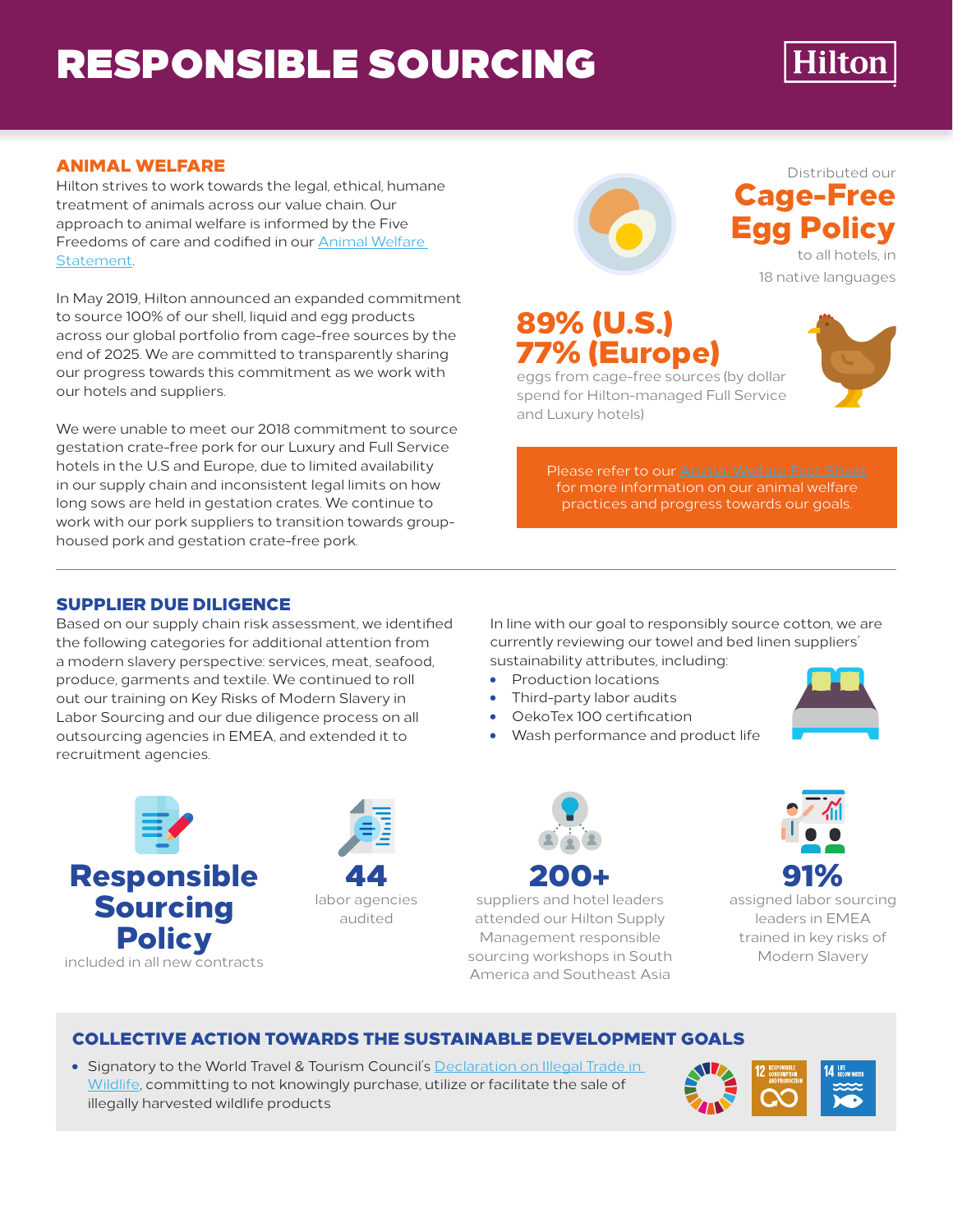# RESPONSIBLE SOURCING

## ANIMAL WELFARE

Hilton strives to work towards the legal, ethical, humane treatment of animals across our value chain. Our approach to animal welfare is informed by the Five Freedoms of care and codified in our Animal Welfare Statement.

In May 2019, Hilton announced an expanded commitment to source 100% of our shell, liquid and egg products across our global portfolio from cage-free sources by the end of 2025. We are committed to transparently sharing our progress towards this commitment as we work with our hotels and suppliers.

We were unable to meet our 2018 commitment to source gestation crate-free pork for our Luxury and Full Service hotels in the U.S and Europe, due to limited availability in our supply chain and inconsistent legal limits on how long sows are held in gestation crates. We continue to work with our pork suppliers to transition towards group-housed pork and gestation crate-free pork.

Distributed our **Cage-Free Egg Policy** to all hotels, in 18 native languages

**89% (U.S.)**
**77% (Europe)**
eggs from cage-free sources (by dollar spend for Hilton-managed Full Service and Luxury hotels)

Please refer to our Animal Welfare Fact Sheet for more information on our animal welfare practices and progress towards our goals.

## SUPPLIER DUE DILIGENCE

Based on our supply chain risk assessment, we identified the following categories for additional attention from a modern slavery perspective: services, meat, seafood, produce, garments and textile. We continued to roll out our training on Key Risks of Modern Slavery in Labor Sourcing and our due diligence process on all outsourcing agencies in EMEA, and extended it to recruitment agencies.

In line with our goal to responsibly source cotton, we are currently reviewing our towel and bed linen suppliers' sustainability attributes, including:

- Production locations
- Third-party labor audits
- OekoTex 100 certification
- Wash performance and product life

**Responsible Sourcing Policy**
included in all new contracts

**44**
labor agencies audited

**200+**
suppliers and hotel leaders attended our Hilton Supply Management responsible sourcing workshops in South America and Southeast Asia

**91%**
assigned labor sourcing leaders in EMEA trained in key risks of Modern Slavery

## COLLECTIVE ACTION TOWARDS THE SUSTAINABLE DEVELOPMENT GOALS

- Signatory to the World Travel & Tourism Council's Declaration on Illegal Trade in Wildlife, committing to not knowingly purchase, utilize or facilitate the sale of illegally harvested wildlife products